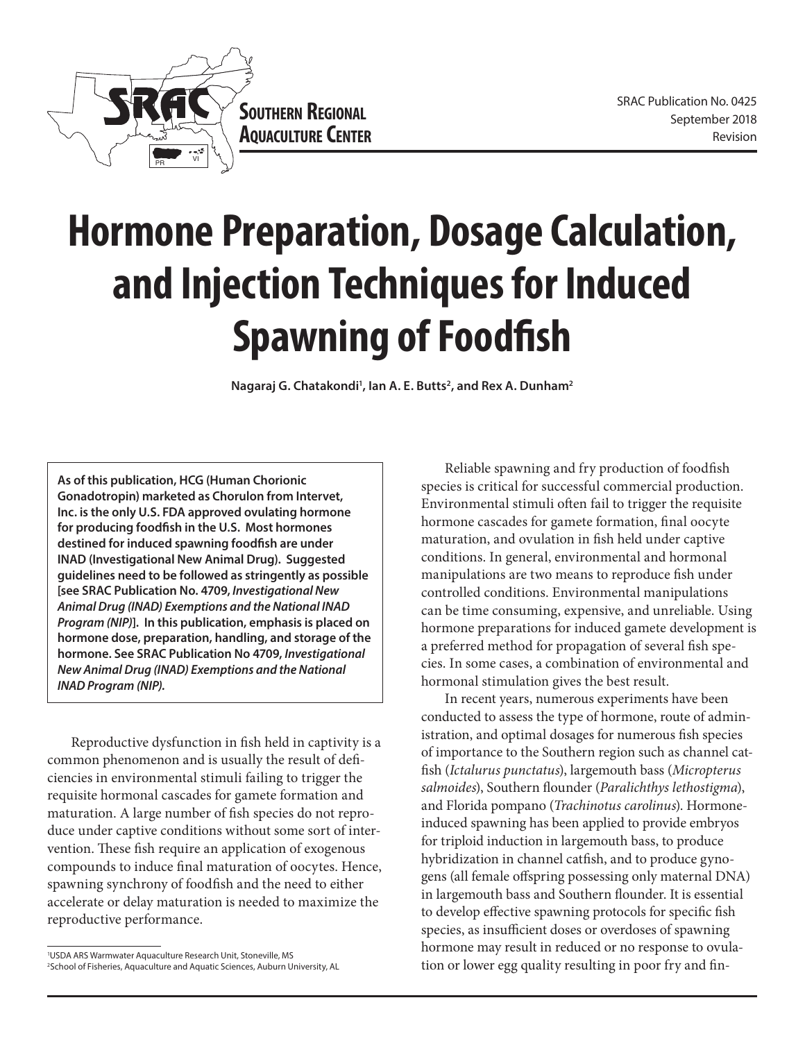SRAC Publication No. 0425
September 2018
Revision

# Hormone Preparation, Dosage Calculation, and Injection Techniques for Induced Spawning of Foodfish

**Nagaraj G. Chatakondi[1], Ian A. E. Butts[2], and Rex A. Dunham[2]**

**As of this publication, HCG (Human Chorionic Gonadotropin) marketed as Chorulon from Intervet, Inc. is the only U.S. FDA approved ovulating hormone for producing foodfish in the U.S. Most hormones destined for induced spawning foodfish are under INAD (Investigational New Animal Drug). Suggested guidelines need to be followed as stringently as possible [see SRAC Publication No. 4709, *Investigational New Animal Drug (INAD) Exemptions and the National INAD Program (NIP)*]. In this publication, emphasis is placed on hormone dose, preparation, handling, and storage of the hormone. See SRAC Publication No 4709, *Investigational New Animal Drug (INAD) Exemptions and the National INAD Program (NIP).***

Reproductive dysfunction in fish held in captivity is a common phenomenon and is usually the result of deficiencies in environmental stimuli failing to trigger the requisite hormonal cascades for gamete formation and maturation. A large number of fish species do not reproduce under captive conditions without some sort of intervention. These fish require an application of exogenous compounds to induce final maturation of oocytes. Hence, spawning synchrony of foodfish and the need to either accelerate or delay maturation is needed to maximize the reproductive performance.

Reliable spawning and fry production of foodfish species is critical for successful commercial production. Environmental stimuli often fail to trigger the requisite hormone cascades for gamete formation, final oocyte maturation, and ovulation in fish held under captive conditions. In general, environmental and hormonal manipulations are two means to reproduce fish under controlled conditions. Environmental manipulations can be time consuming, expensive, and unreliable. Using hormone preparations for induced gamete development is a preferred method for propagation of several fish species. In some cases, a combination of environmental and hormonal stimulation gives the best result.

In recent years, numerous experiments have been conducted to assess the type of hormone, route of administration, and optimal dosages for numerous fish species of importance to the Southern region such as channel catfish (*Ictalurus punctatus*), largemouth bass (*Micropterus salmoides*), Southern flounder (*Paralichthys lethostigma*), and Florida pompano (*Trachinotus carolinus*). Hormone-induced spawning has been applied to provide embryos for triploid induction in largemouth bass, to produce hybridization in channel catfish, and to produce gynogens (all female offspring possessing only maternal DNA) in largemouth bass and Southern flounder. It is essential to develop effective spawning protocols for specific fish species, as insufficient doses or overdoses of spawning hormone may result in reduced or no response to ovulation or lower egg quality resulting in poor fry and fin-

[1]USDA ARS Warmwater Aquaculture Research Unit, Stoneville, MS
[2]School of Fisheries, Aquaculture and Aquatic Sciences, Auburn University, AL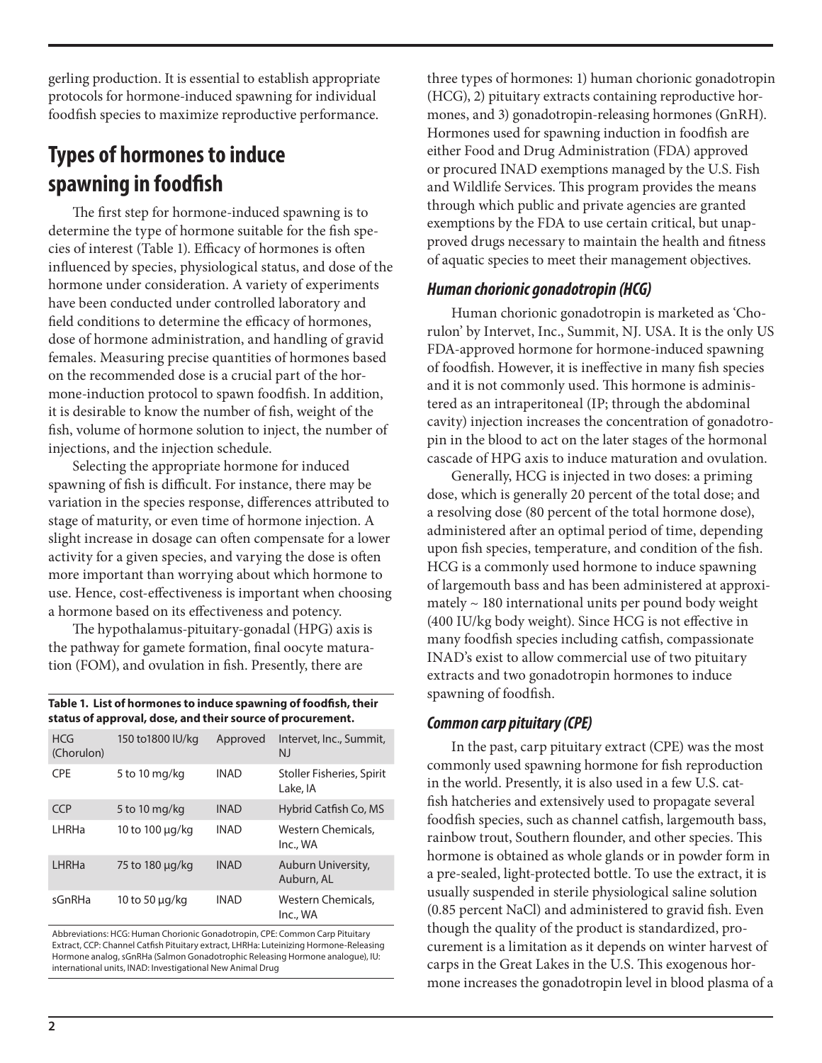gerling production. It is essential to establish appropriate protocols for hormone-induced spawning for individual foodfish species to maximize reproductive performance.

## Types of hormones to induce spawning in foodfish

The first step for hormone-induced spawning is to determine the type of hormone suitable for the fish species of interest (Table 1). Efficacy of hormones is often influenced by species, physiological status, and dose of the hormone under consideration. A variety of experiments have been conducted under controlled laboratory and field conditions to determine the efficacy of hormones, dose of hormone administration, and handling of gravid females. Measuring precise quantities of hormones based on the recommended dose is a crucial part of the hormone-induction protocol to spawn foodfish. In addition, it is desirable to know the number of fish, weight of the fish, volume of hormone solution to inject, the number of injections, and the injection schedule.

Selecting the appropriate hormone for induced spawning of fish is difficult. For instance, there may be variation in the species response, differences attributed to stage of maturity, or even time of hormone injection. A slight increase in dosage can often compensate for a lower activity for a given species, and varying the dose is often more important than worrying about which hormone to use. Hence, cost-effectiveness is important when choosing a hormone based on its effectiveness and potency.

The hypothalamus-pituitary-gonadal (HPG) axis is the pathway for gamete formation, final oocyte maturation (FOM), and ovulation in fish. Presently, there are three types of hormones: 1) human chorionic gonadotropin (HCG), 2) pituitary extracts containing reproductive hormones, and 3) gonadotropin-releasing hormones (GnRH). Hormones used for spawning induction in foodfish are either Food and Drug Administration (FDA) approved or procured INAD exemptions managed by the U.S. Fish and Wildlife Services. This program provides the means through which public and private agencies are granted exemptions by the FDA to use certain critical, but unapproved drugs necessary to maintain the health and fitness of aquatic species to meet their management objectives.

**Table 1. List of hormones to induce spawning of foodfish, their status of approval, dose, and their source of procurement.**

| | | | |
|---|---|---|---|
| HCG (Chorulon) | 150 to1800 IU/kg | Approved | Intervet, Inc., Summit, NJ |
| CPE | 5 to 10 mg/kg | INAD | Stoller Fisheries, Spirit Lake, IA |
| CCP | 5 to 10 mg/kg | INAD | Hybrid Catfish Co, MS |
| LHRHa | 10 to 100 µg/kg | INAD | Western Chemicals, Inc., WA |
| LHRHa | 75 to 180 µg/kg | INAD | Auburn University, Auburn, AL |
| sGnRHa | 10 to 50 µg/kg | INAD | Western Chemicals, Inc., WA |

Abbreviations: HCG: Human Chorionic Gonadotropin, CPE: Common Carp Pituitary Extract, CCP: Channel Catfish Pituitary extract, LHRHa: Luteinizing Hormone-Releasing Hormone analog, sGnRHa (Salmon Gonadotrophic Releasing Hormone analogue), IU: international units, INAD: Investigational New Animal Drug

### *Human chorionic gonadotropin (HCG)*

Human chorionic gonadotropin is marketed as 'Chorulon' by Intervet, Inc., Summit, NJ. USA. It is the only US FDA-approved hormone for hormone-induced spawning of foodfish. However, it is ineffective in many fish species and it is not commonly used. This hormone is administered as an intraperitoneal (IP; through the abdominal cavity) injection increases the concentration of gonadotropin in the blood to act on the later stages of the hormonal cascade of HPG axis to induce maturation and ovulation.

Generally, HCG is injected in two doses: a priming dose, which is generally 20 percent of the total dose; and a resolving dose (80 percent of the total hormone dose), administered after an optimal period of time, depending upon fish species, temperature, and condition of the fish. HCG is a commonly used hormone to induce spawning of largemouth bass and has been administered at approximately ~ 180 international units per pound body weight (400 IU/kg body weight). Since HCG is not effective in many foodfish species including catfish, compassionate INAD's exist to allow commercial use of two pituitary extracts and two gonadotropin hormones to induce spawning of foodfish.

### *Common carp pituitary (CPE)*

In the past, carp pituitary extract (CPE) was the most commonly used spawning hormone for fish reproduction in the world. Presently, it is also used in a few U.S. catfish hatcheries and extensively used to propagate several foodfish species, such as channel catfish, largemouth bass, rainbow trout, Southern flounder, and other species. This hormone is obtained as whole glands or in powder form in a pre-sealed, light-protected bottle. To use the extract, it is usually suspended in sterile physiological saline solution (0.85 percent NaCl) and administered to gravid fish. Even though the quality of the product is standardized, procurement is a limitation as it depends on winter harvest of carps in the Great Lakes in the U.S. This exogenous hormone increases the gonadotropin level in blood plasma of a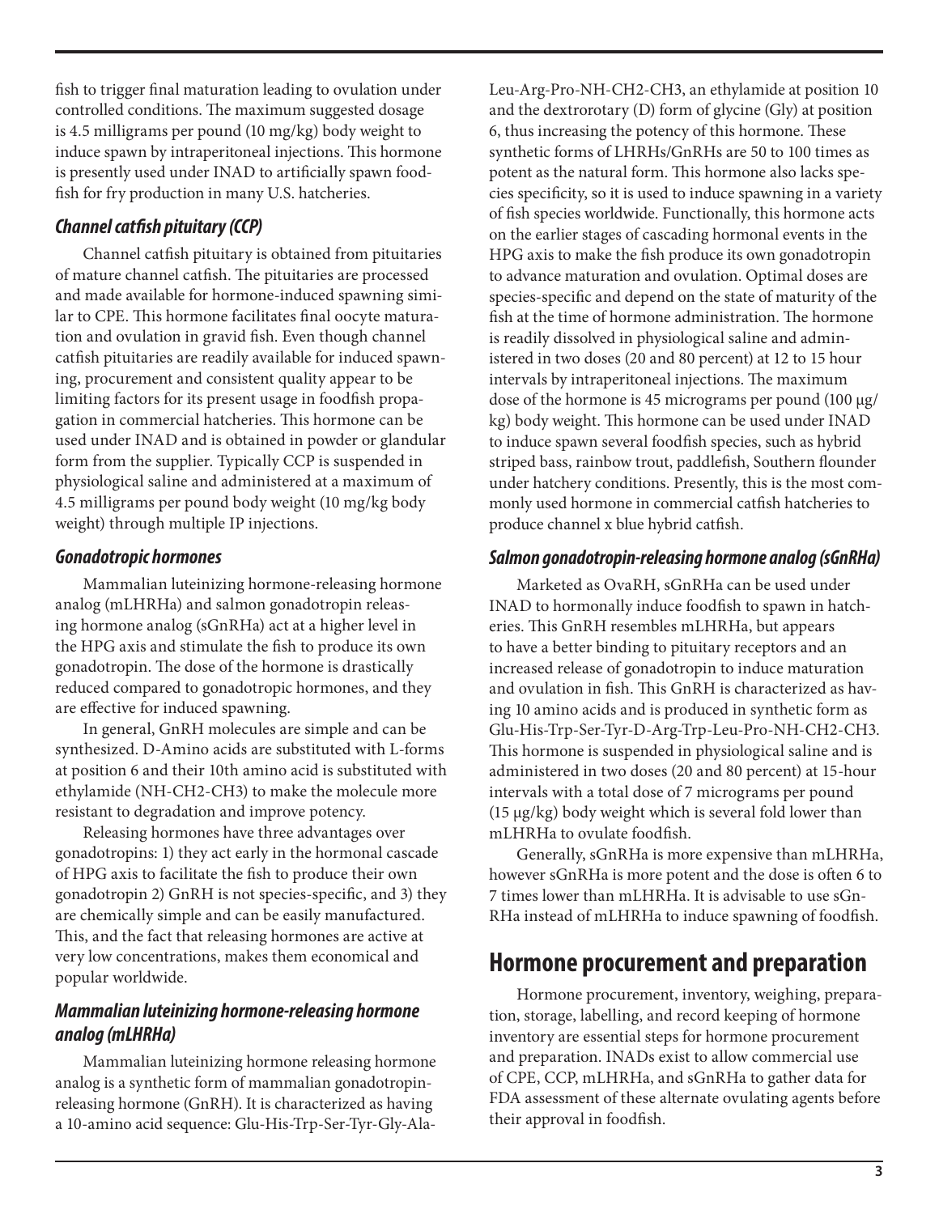fish to trigger final maturation leading to ovulation under controlled conditions. The maximum suggested dosage is 4.5 milligrams per pound (10 mg/kg) body weight to induce spawn by intraperitoneal injections. This hormone is presently used under INAD to artificially spawn food-fish for fry production in many U.S. hatcheries.

### *Channel catfish pituitary (CCP)*

Channel catfish pituitary is obtained from pituitaries of mature channel catfish. The pituitaries are processed and made available for hormone-induced spawning similar to CPE. This hormone facilitates final oocyte maturation and ovulation in gravid fish. Even though channel catfish pituitaries are readily available for induced spawning, procurement and consistent quality appear to be limiting factors for its present usage in foodfish propagation in commercial hatcheries. This hormone can be used under INAD and is obtained in powder or glandular form from the supplier. Typically CCP is suspended in physiological saline and administered at a maximum of 4.5 milligrams per pound body weight (10 mg/kg body weight) through multiple IP injections.

### *Gonadotropic hormones*

Mammalian luteinizing hormone-releasing hormone analog (mLHRHa) and salmon gonadotropin releasing hormone analog (sGnRHa) act at a higher level in the HPG axis and stimulate the fish to produce its own gonadotropin. The dose of the hormone is drastically reduced compared to gonadotropic hormones, and they are effective for induced spawning.

In general, GnRH molecules are simple and can be synthesized. D-Amino acids are substituted with L-forms at position 6 and their 10th amino acid is substituted with ethylamide (NH-CH2-CH3) to make the molecule more resistant to degradation and improve potency.

Releasing hormones have three advantages over gonadotropins: 1) they act early in the hormonal cascade of HPG axis to facilitate the fish to produce their own gonadotropin 2) GnRH is not species-specific, and 3) they are chemically simple and can be easily manufactured. This, and the fact that releasing hormones are active at very low concentrations, makes them economical and popular worldwide.

### *Mammalian luteinizing hormone-releasing hormone analog (mLHRHa)*

Mammalian luteinizing hormone releasing hormone analog is a synthetic form of mammalian gonadotropin-releasing hormone (GnRH). It is characterized as having a 10-amino acid sequence: Glu-His-Trp-Ser-Tyr-Gly-Ala-Leu-Arg-Pro-NH-CH2-CH3, an ethylamide at position 10 and the dextrorotatory (D) form of glycine (Gly) at position 6, thus increasing the potency of this hormone. These synthetic forms of LHRHs/GnRHs are 50 to 100 times as potent as the natural form. This hormone also lacks species specificity, so it is used to induce spawning in a variety of fish species worldwide. Functionally, this hormone acts on the earlier stages of cascading hormonal events in the HPG axis to make the fish produce its own gonadotropin to advance maturation and ovulation. Optimal doses are species-specific and depend on the state of maturity of the fish at the time of hormone administration. The hormone is readily dissolved in physiological saline and administered in two doses (20 and 80 percent) at 12 to 15 hour intervals by intraperitoneal injections. The maximum dose of the hormone is 45 micrograms per pound (100 μg/kg) body weight. This hormone can be used under INAD to induce spawn several foodfish species, such as hybrid striped bass, rainbow trout, paddlefish, Southern flounder under hatchery conditions. Presently, this is the most commonly used hormone in commercial catfish hatcheries to produce channel x blue hybrid catfish.

### *Salmon gonadotropin-releasing hormone analog (sGnRHa)*

Marketed as OvaRH, sGnRHa can be used under INAD to hormonally induce foodfish to spawn in hatcheries. This GnRH resembles mLHRHa, but appears to have a better binding to pituitary receptors and an increased release of gonadotropin to induce maturation and ovulation in fish. This GnRH is characterized as having 10 amino acids and is produced in synthetic form as Glu-His-Trp-Ser-Tyr-D-Arg-Trp-Leu-Pro-NH-CH2-CH3. This hormone is suspended in physiological saline and is administered in two doses (20 and 80 percent) at 15-hour intervals with a total dose of 7 micrograms per pound (15 μg/kg) body weight which is several fold lower than mLHRHa to ovulate foodfish.

Generally, sGnRHa is more expensive than mLHRHa, however sGnRHa is more potent and the dose is often 6 to 7 times lower than mLHRHa. It is advisable to use sGnRHa instead of mLHRHa to induce spawning of foodfish.

## Hormone procurement and preparation

Hormone procurement, inventory, weighing, preparation, storage, labelling, and record keeping of hormone inventory are essential steps for hormone procurement and preparation. INADs exist to allow commercial use of CPE, CCP, mLHRHa, and sGnRHa to gather data for FDA assessment of these alternate ovulating agents before their approval in foodfish.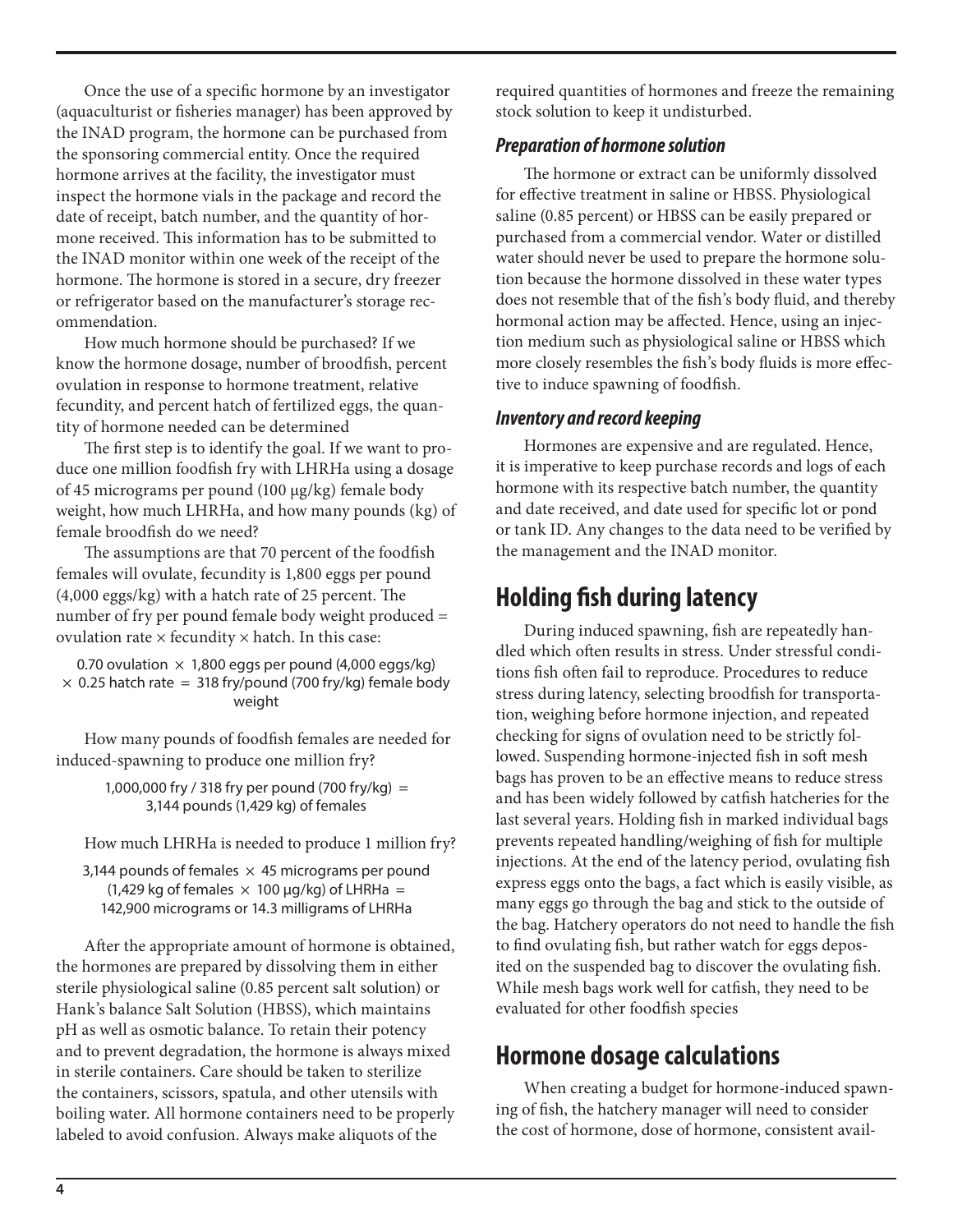Once the use of a specific hormone by an investigator (aquaculturist or fisheries manager) has been approved by the INAD program, the hormone can be purchased from the sponsoring commercial entity. Once the required hormone arrives at the facility, the investigator must inspect the hormone vials in the package and record the date of receipt, batch number, and the quantity of hormone received. This information has to be submitted to the INAD monitor within one week of the receipt of the hormone. The hormone is stored in a secure, dry freezer or refrigerator based on the manufacturer's storage recommendation.

How much hormone should be purchased? If we know the hormone dosage, number of broodfish, percent ovulation in response to hormone treatment, relative fecundity, and percent hatch of fertilized eggs, the quantity of hormone needed can be determined

The first step is to identify the goal. If we want to produce one million foodfish fry with LHRHa using a dosage of 45 micrograms per pound (100 μg/kg) female body weight, how much LHRHa, and how many pounds (kg) of female broodfish do we need?

The assumptions are that 70 percent of the foodfish females will ovulate, fecundity is 1,800 eggs per pound (4,000 eggs/kg) with a hatch rate of 25 percent. The number of fry per pound female body weight produced = ovulation rate × fecundity × hatch. In this case:

0.70 ovulation × 1,800 eggs per pound (4,000 eggs/kg) × 0.25 hatch rate = 318 fry/pound (700 fry/kg) female body weight

How many pounds of foodfish females are needed for induced-spawning to produce one million fry?

1,000,000 fry / 318 fry per pound (700 fry/kg) = 3,144 pounds (1,429 kg) of females

How much LHRHa is needed to produce 1 million fry?

3,144 pounds of females × 45 micrograms per pound (1,429 kg of females × 100 μg/kg) of LHRHa = 142,900 micrograms or 14.3 milligrams of LHRHa

After the appropriate amount of hormone is obtained, the hormones are prepared by dissolving them in either sterile physiological saline (0.85 percent salt solution) or Hank's balance Salt Solution (HBSS), which maintains pH as well as osmotic balance. To retain their potency and to prevent degradation, the hormone is always mixed in sterile containers. Care should be taken to sterilize the containers, scissors, spatula, and other utensils with boiling water. All hormone containers need to be properly labeled to avoid confusion. Always make aliquots of the required quantities of hormones and freeze the remaining stock solution to keep it undisturbed.

### *Preparation of hormone solution*

The hormone or extract can be uniformly dissolved for effective treatment in saline or HBSS. Physiological saline (0.85 percent) or HBSS can be easily prepared or purchased from a commercial vendor. Water or distilled water should never be used to prepare the hormone solution because the hormone dissolved in these water types does not resemble that of the fish's body fluid, and thereby hormonal action may be affected. Hence, using an injection medium such as physiological saline or HBSS which more closely resembles the fish's body fluids is more effective to induce spawning of foodfish.

### *Inventory and record keeping*

Hormones are expensive and are regulated. Hence, it is imperative to keep purchase records and logs of each hormone with its respective batch number, the quantity and date received, and date used for specific lot or pond or tank ID. Any changes to the data need to be verified by the management and the INAD monitor.

## Holding fish during latency

During induced spawning, fish are repeatedly handled which often results in stress. Under stressful conditions fish often fail to reproduce. Procedures to reduce stress during latency, selecting broodfish for transportation, weighing before hormone injection, and repeated checking for signs of ovulation need to be strictly followed. Suspending hormone-injected fish in soft mesh bags has proven to be an effective means to reduce stress and has been widely followed by catfish hatcheries for the last several years. Holding fish in marked individual bags prevents repeated handling/weighing of fish for multiple injections. At the end of the latency period, ovulating fish express eggs onto the bags, a fact which is easily visible, as many eggs go through the bag and stick to the outside of the bag. Hatchery operators do not need to handle the fish to find ovulating fish, but rather watch for eggs deposited on the suspended bag to discover the ovulating fish. While mesh bags work well for catfish, they need to be evaluated for other foodfish species

## Hormone dosage calculations

When creating a budget for hormone-induced spawning of fish, the hatchery manager will need to consider the cost of hormone, dose of hormone, consistent avail-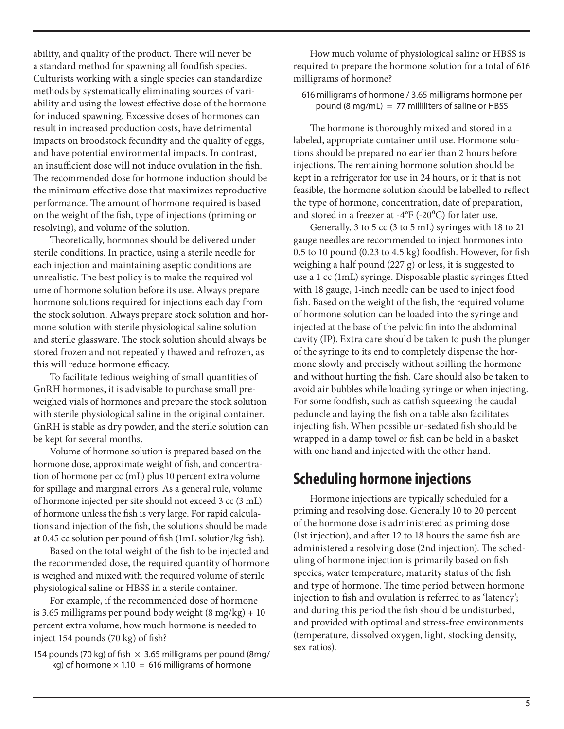ability, and quality of the product. There will never be a standard method for spawning all foodfish species. Culturists working with a single species can standardize methods by systematically eliminating sources of variability and using the lowest effective dose of the hormone for induced spawning. Excessive doses of hormones can result in increased production costs, have detrimental impacts on broodstock fecundity and the quality of eggs, and have potential environmental impacts. In contrast, an insufficient dose will not induce ovulation in the fish. The recommended dose for hormone induction should be the minimum effective dose that maximizes reproductive performance. The amount of hormone required is based on the weight of the fish, type of injections (priming or resolving), and volume of the solution.

Theoretically, hormones should be delivered under sterile conditions. In practice, using a sterile needle for each injection and maintaining aseptic conditions are unrealistic. The best policy is to make the required volume of hormone solution before its use. Always prepare hormone solutions required for injections each day from the stock solution. Always prepare stock solution and hormone solution with sterile physiological saline solution and sterile glassware. The stock solution should always be stored frozen and not repeatedly thawed and refrozen, as this will reduce hormone efficacy.

To facilitate tedious weighing of small quantities of GnRH hormones, it is advisable to purchase small pre-weighed vials of hormones and prepare the stock solution with sterile physiological saline in the original container. GnRH is stable as dry powder, and the sterile solution can be kept for several months.

Volume of hormone solution is prepared based on the hormone dose, approximate weight of fish, and concentration of hormone per cc (mL) plus 10 percent extra volume for spillage and marginal errors. As a general rule, volume of hormone injected per site should not exceed 3 cc (3 mL) of hormone unless the fish is very large. For rapid calculations and injection of the fish, the solutions should be made at 0.45 cc solution per pound of fish (1mL solution/kg fish).

Based on the total weight of the fish to be injected and the recommended dose, the required quantity of hormone is weighed and mixed with the required volume of sterile physiological saline or HBSS in a sterile container.

For example, if the recommended dose of hormone is 3.65 milligrams per pound body weight (8 mg/kg) + 10 percent extra volume, how much hormone is needed to inject 154 pounds (70 kg) of fish?

154 pounds (70 kg) of fish × 3.65 milligrams per pound (8mg/kg) of hormone × 1.10 = 616 milligrams of hormone

How much volume of physiological saline or HBSS is required to prepare the hormone solution for a total of 616 milligrams of hormone?

616 milligrams of hormone / 3.65 milligrams hormone per pound (8 mg/mL) = 77 milliliters of saline or HBSS

The hormone is thoroughly mixed and stored in a labeled, appropriate container until use. Hormone solutions should be prepared no earlier than 2 hours before injections. The remaining hormone solution should be kept in a refrigerator for use in 24 hours, or if that is not feasible, the hormone solution should be labelled to reflect the type of hormone, concentration, date of preparation, and stored in a freezer at -4°F (-20°C) for later use.

Generally, 3 to 5 cc (3 to 5 mL) syringes with 18 to 21 gauge needles are recommended to inject hormones into 0.5 to 10 pound (0.23 to 4.5 kg) foodfish. However, for fish weighing a half pound (227 g) or less, it is suggested to use a 1 cc (1mL) syringe. Disposable plastic syringes fitted with 18 gauge, 1-inch needle can be used to inject food fish. Based on the weight of the fish, the required volume of hormone solution can be loaded into the syringe and injected at the base of the pelvic fin into the abdominal cavity (IP). Extra care should be taken to push the plunger of the syringe to its end to completely dispense the hormone slowly and precisely without spilling the hormone and without hurting the fish. Care should also be taken to avoid air bubbles while loading syringe or when injecting. For some foodfish, such as catfish squeezing the caudal peduncle and laying the fish on a table also facilitates injecting fish. When possible un-sedated fish should be wrapped in a damp towel or fish can be held in a basket with one hand and injected with the other hand.

## Scheduling hormone injections

Hormone injections are typically scheduled for a priming and resolving dose. Generally 10 to 20 percent of the hormone dose is administered as priming dose (1st injection), and after 12 to 18 hours the same fish are administered a resolving dose (2nd injection). The scheduling of hormone injection is primarily based on fish species, water temperature, maturity status of the fish and type of hormone. The time period between hormone injection to fish and ovulation is referred to as 'latency'; and during this period the fish should be undisturbed, and provided with optimal and stress-free environments (temperature, dissolved oxygen, light, stocking density, sex ratios).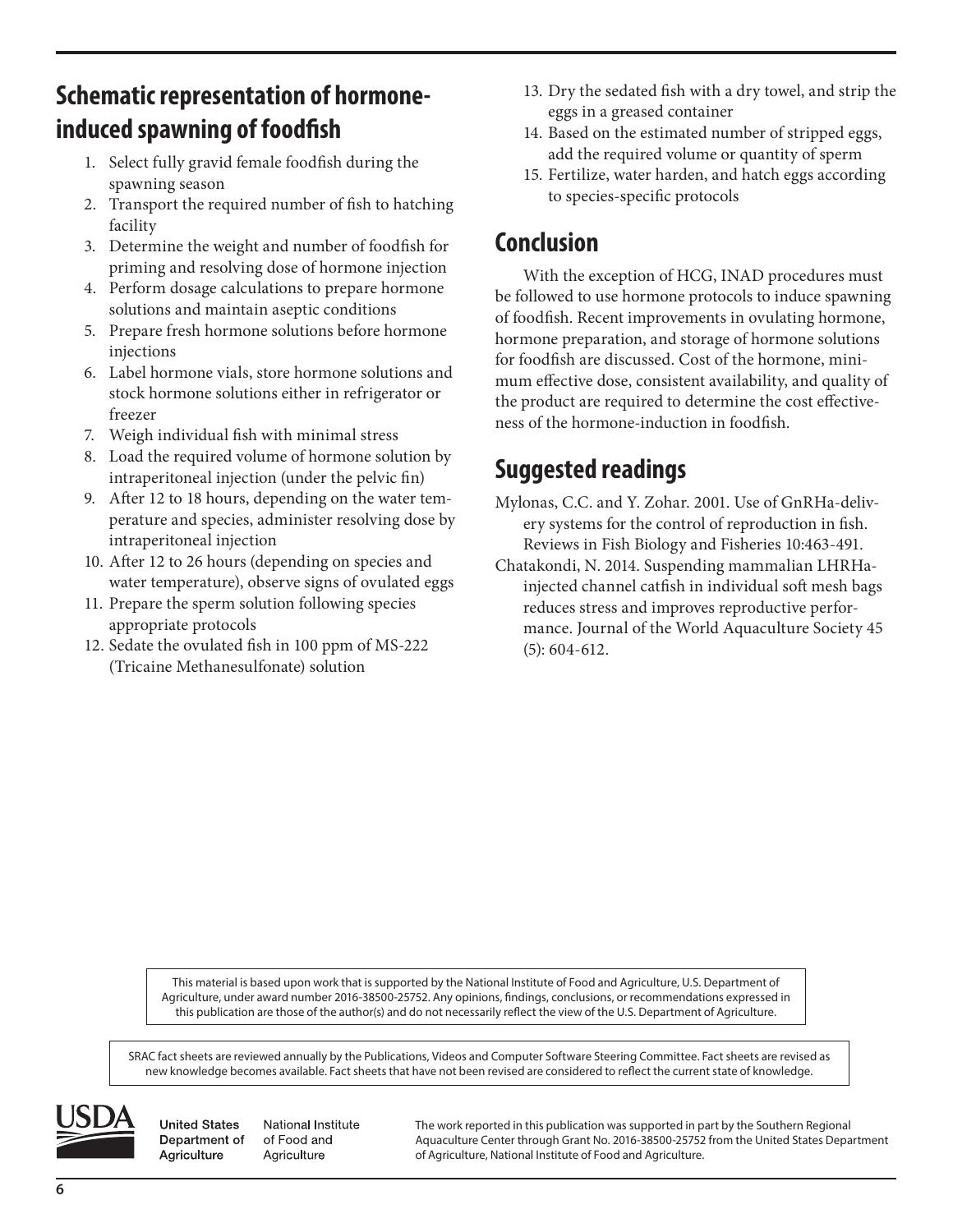## Schematic representation of hormone-induced spawning of foodfish

1. Select fully gravid female foodfish during the spawning season
2. Transport the required number of fish to hatching facility
3. Determine the weight and number of foodfish for priming and resolving dose of hormone injection
4. Perform dosage calculations to prepare hormone solutions and maintain aseptic conditions
5. Prepare fresh hormone solutions before hormone injections
6. Label hormone vials, store hormone solutions and stock hormone solutions either in refrigerator or freezer
7. Weigh individual fish with minimal stress
8. Load the required volume of hormone solution by intraperitoneal injection (under the pelvic fin)
9. After 12 to 18 hours, depending on the water temperature and species, administer resolving dose by intraperitoneal injection
10. After 12 to 26 hours (depending on species and water temperature), observe signs of ovulated eggs
11. Prepare the sperm solution following species appropriate protocols
12. Sedate the ovulated fish in 100 ppm of MS-222 (Tricaine Methanesulfonate) solution
13. Dry the sedated fish with a dry towel, and strip the eggs in a greased container
14. Based on the estimated number of stripped eggs, add the required volume or quantity of sperm
15. Fertilize, water harden, and hatch eggs according to species-specific protocols

## Conclusion

With the exception of HCG, INAD procedures must be followed to use hormone protocols to induce spawning of foodfish. Recent improvements in ovulating hormone, hormone preparation, and storage of hormone solutions for foodfish are discussed. Cost of the hormone, minimum effective dose, consistent availability, and quality of the product are required to determine the cost effectiveness of the hormone-induction in foodfish.

## Suggested readings

Mylonas, C.C. and Y. Zohar. 2001. Use of GnRHa-delivery systems for the control of reproduction in fish. Reviews in Fish Biology and Fisheries 10:463-491.

Chatakondi, N. 2014. Suspending mammalian LHRHa-injected channel catfish in individual soft mesh bags reduces stress and improves reproductive performance. Journal of the World Aquaculture Society 45 (5): 604-612.

This material is based upon work that is supported by the National Institute of Food and Agriculture, U.S. Department of Agriculture, under award number 2016-38500-25752. Any opinions, findings, conclusions, or recommendations expressed in this publication are those of the author(s) and do not necessarily reflect the view of the U.S. Department of Agriculture.

SRAC fact sheets are reviewed annually by the Publications, Videos and Computer Software Steering Committee. Fact sheets are revised as new knowledge becomes available. Fact sheets that have not been revised are considered to reflect the current state of knowledge.

USDA United States Department of Agriculture — National Institute of Food and Agriculture

The work reported in this publication was supported in part by the Southern Regional Aquaculture Center through Grant No. 2016-38500-25752 from the United States Department of Agriculture, National Institute of Food and Agriculture.